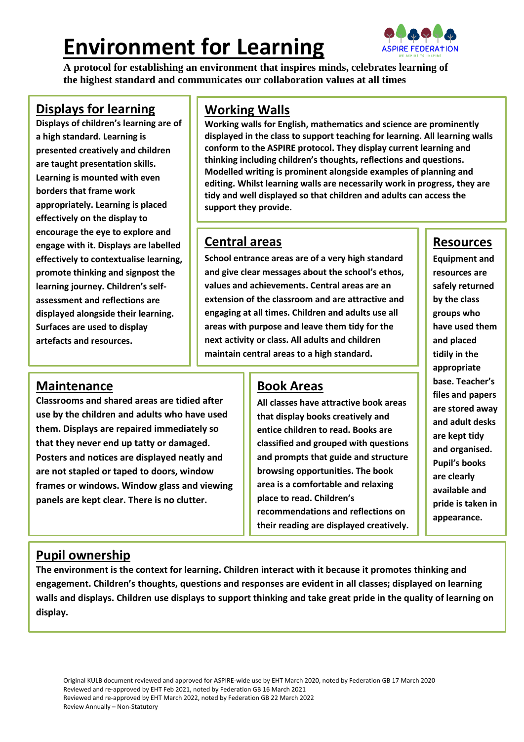# Environment for Learning

ASPIRE FEDERATION

**A protocol for establishing an environment that inspires minds, celebrates learning of the highest standard and communicates our collaboration values at all times**

## Displays for learning

**Displays of children's learning are of a high standard. Learning is presented creatively and children are taught presentation skills. Learning is mounted with even borders that frame work appropriately. Learning is placed effectively on the display to encourage the eye to explore and engage with it. Displays are labelled effectively to contextualise learning, promote thinking and signpost the learning journey. Children's self-assessment and reflections are displayed alongside their learning. Surfaces are used to display artefacts and resources.**

## Working Walls

**Working walls for English, mathematics and science are prominently displayed in the class to support teaching for learning. All learning walls conform to the ASPIRE protocol. They display current learning and thinking including children's thoughts, reflections and questions. Modelled writing is prominent alongside examples of planning and editing. Whilst learning walls are necessarily work in progress, they are tidy and well displayed so that children and adults can access the support they provide.**

## Central areas

**School entrance areas are of a very high standard and give clear messages about the school's ethos, values and achievements. Central areas are an extension of the classroom and are attractive and engaging at all times. Children and adults use all areas with purpose and leave them tidy for the next activity or class. All adults and children maintain central areas to a high standard.**

## Resources

**Equipment and resources are safely returned by the class groups who have used them and placed tidily in the appropriate base. Teacher's files and papers are stored away and adult desks are kept tidy and organised. Pupil's books are clearly available and pride is taken in appearance.**

## Maintenance

**Classrooms and shared areas are tidied after use by the children and adults who have used them. Displays are repaired immediately so that they never end up tatty or damaged. Posters and notices are displayed neatly and are not stapled or taped to doors, window frames or windows. Window glass and viewing panels are kept clear. There is no clutter.**

## Book Areas

**All classes have attractive book areas that display books creatively and entice children to read. Books are classified and grouped with questions and prompts that guide and structure browsing opportunities. The book area is a comfortable and relaxing place to read. Children's recommendations and reflections on their reading are displayed creatively.**

## Pupil ownership

**The environment is the context for learning. Children interact with it because it promotes thinking and engagement. Children's thoughts, questions and responses are evident in all classes; displayed on learning walls and displays. Children use displays to support thinking and take great pride in the quality of learning on display.**

Original KULB document reviewed and approved for ASPIRE-wide use by EHT March 2020, noted by Federation GB 17 March 2020
Reviewed and re-approved by EHT Feb 2021, noted by Federation GB 16 March 2021
Reviewed and re-approved by EHT March 2022, noted by Federation GB 22 March 2022
Review Annually – Non-Statutory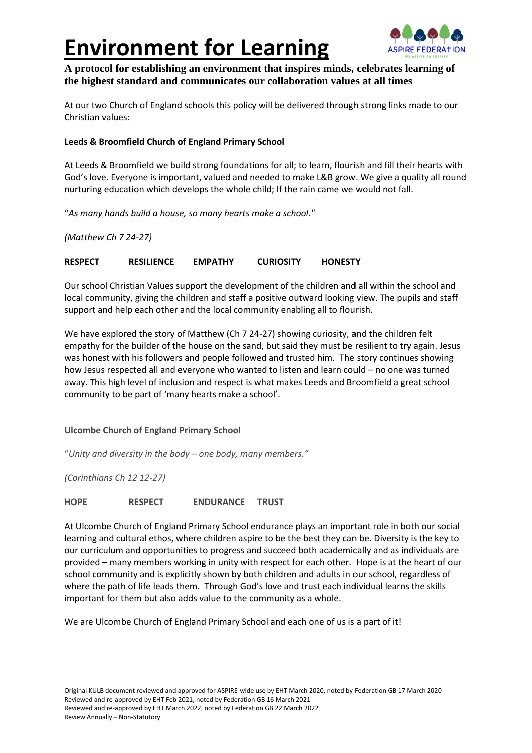# Environment for Learning

**A protocol for establishing an environment that inspires minds, celebrates learning of the highest standard and communicates our collaboration values at all times**

At our two Church of England schools this policy will be delivered through strong links made to our Christian values:

**Leeds & Broomfield Church of England Primary School**

At Leeds & Broomfield we build strong foundations for all; to learn, flourish and fill their hearts with God's love. Everyone is important, valued and needed to make L&B grow. We give a quality all round nurturing education which develops the whole child; If the rain came we would not fall.

"*As many hands build a house, so many hearts make a school."*

*(Matthew Ch 7 24-27)*

**RESPECT** **RESILIENCE** **EMPATHY** **CURIOSITY** **HONESTY**

Our school Christian Values support the development of the children and all within the school and local community, giving the children and staff a positive outward looking view. The pupils and staff support and help each other and the local community enabling all to flourish.

We have explored the story of Matthew (Ch 7 24-27) showing curiosity, and the children felt empathy for the builder of the house on the sand, but said they must be resilient to try again. Jesus was honest with his followers and people followed and trusted him. The story continues showing how Jesus respected all and everyone who wanted to listen and learn could – no one was turned away. This high level of inclusion and respect is what makes Leeds and Broomfield a great school community to be part of 'many hearts make a school'.

**Ulcombe Church of England Primary School**

"*Unity and diversity in the body – one body, many members."*

*(Corinthians Ch 12 12-27)*

**HOPE** **RESPECT** **ENDURANCE** **TRUST**

At Ulcombe Church of England Primary School endurance plays an important role in both our social learning and cultural ethos, where children aspire to be the best they can be. Diversity is the key to our curriculum and opportunities to progress and succeed both academically and as individuals are provided – many members working in unity with respect for each other. Hope is at the heart of our school community and is explicitly shown by both children and adults in our school, regardless of where the path of life leads them. Through God's love and trust each individual learns the skills important for them but also adds value to the community as a whole.

We are Ulcombe Church of England Primary School and each one of us is a part of it!

Original KULB document reviewed and approved for ASPIRE-wide use by EHT March 2020, noted by Federation GB 17 March 2020
Reviewed and re-approved by EHT Feb 2021, noted by Federation GB 16 March 2021
Reviewed and re-approved by EHT March 2022, noted by Federation GB 22 March 2022
Review Annually – Non-Statutory